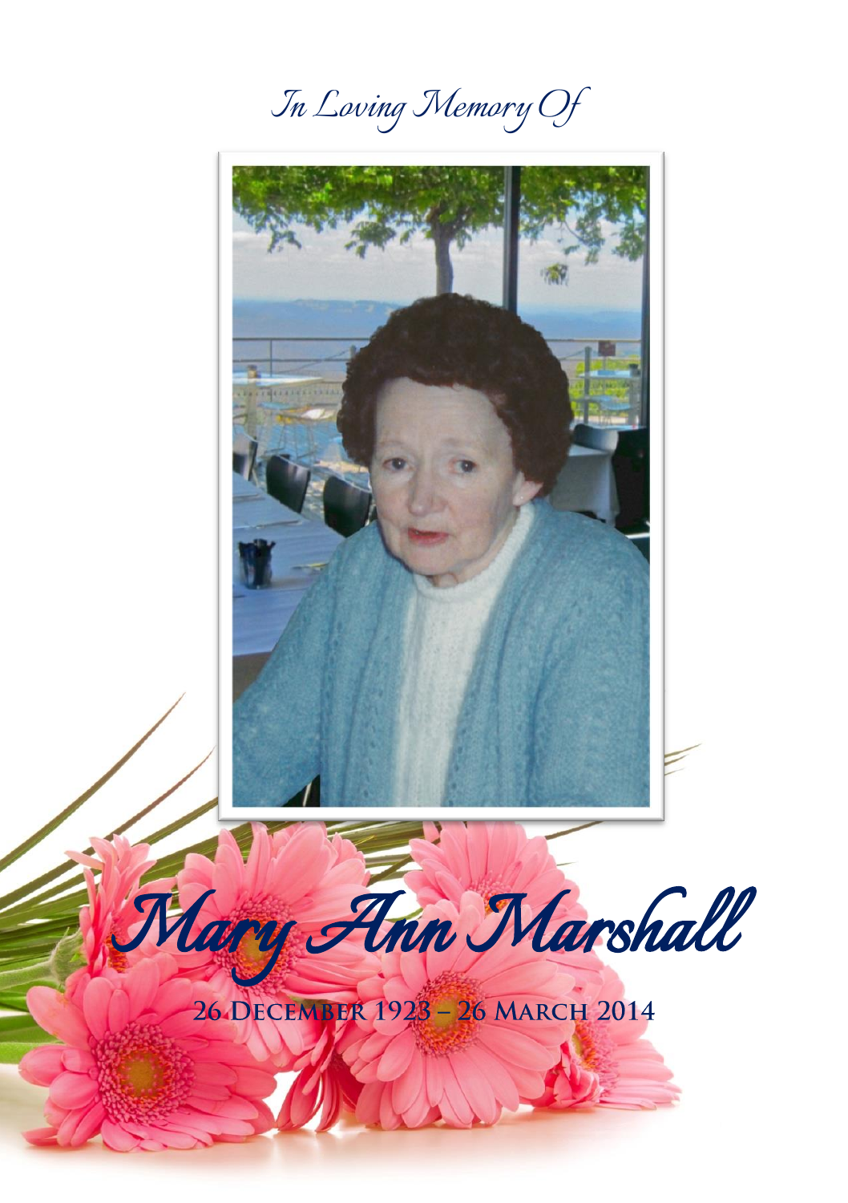*In Loving Memory Of*

# *Mary Ann Marshall*

**26 December 1923 – 26 March 2014**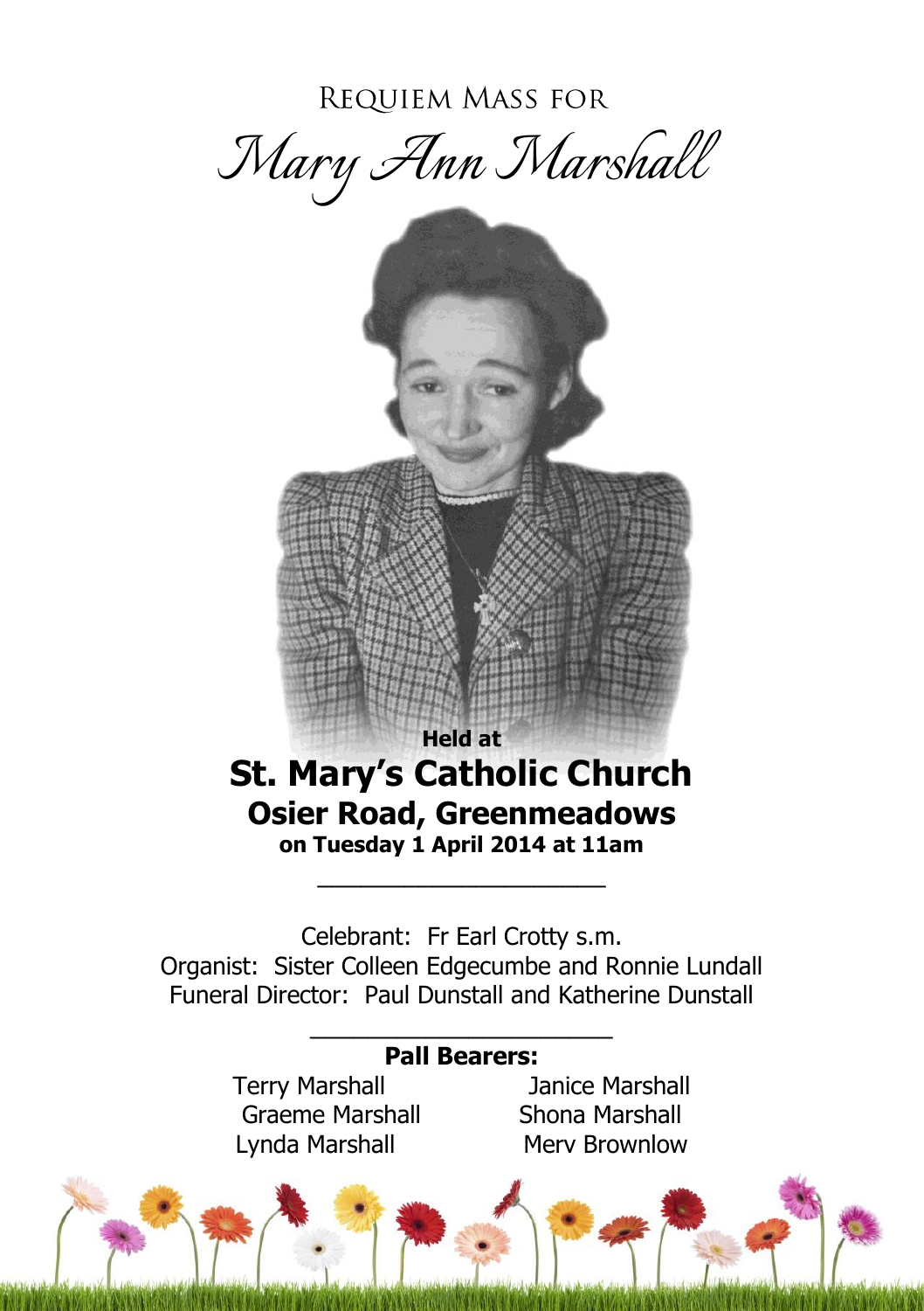# Requiem Mass for

# *Mary Ann Marshall*

**Held at**

## St. Mary's Catholic Church

### Osier Road, Greenmeadows

**on Tuesday 1 April 2014 at 11am**

---

Celebrant: Fr Earl Crotty s.m.
Organist: Sister Colleen Edgecumbe and Ronnie Lundall
Funeral Director: Paul Dunstall and Katherine Dunstall

---

**Pall Bearers:**

Terry Marshall
Janice Marshall
Graeme Marshall
Shona Marshall
Lynda Marshall
Merv Brownlow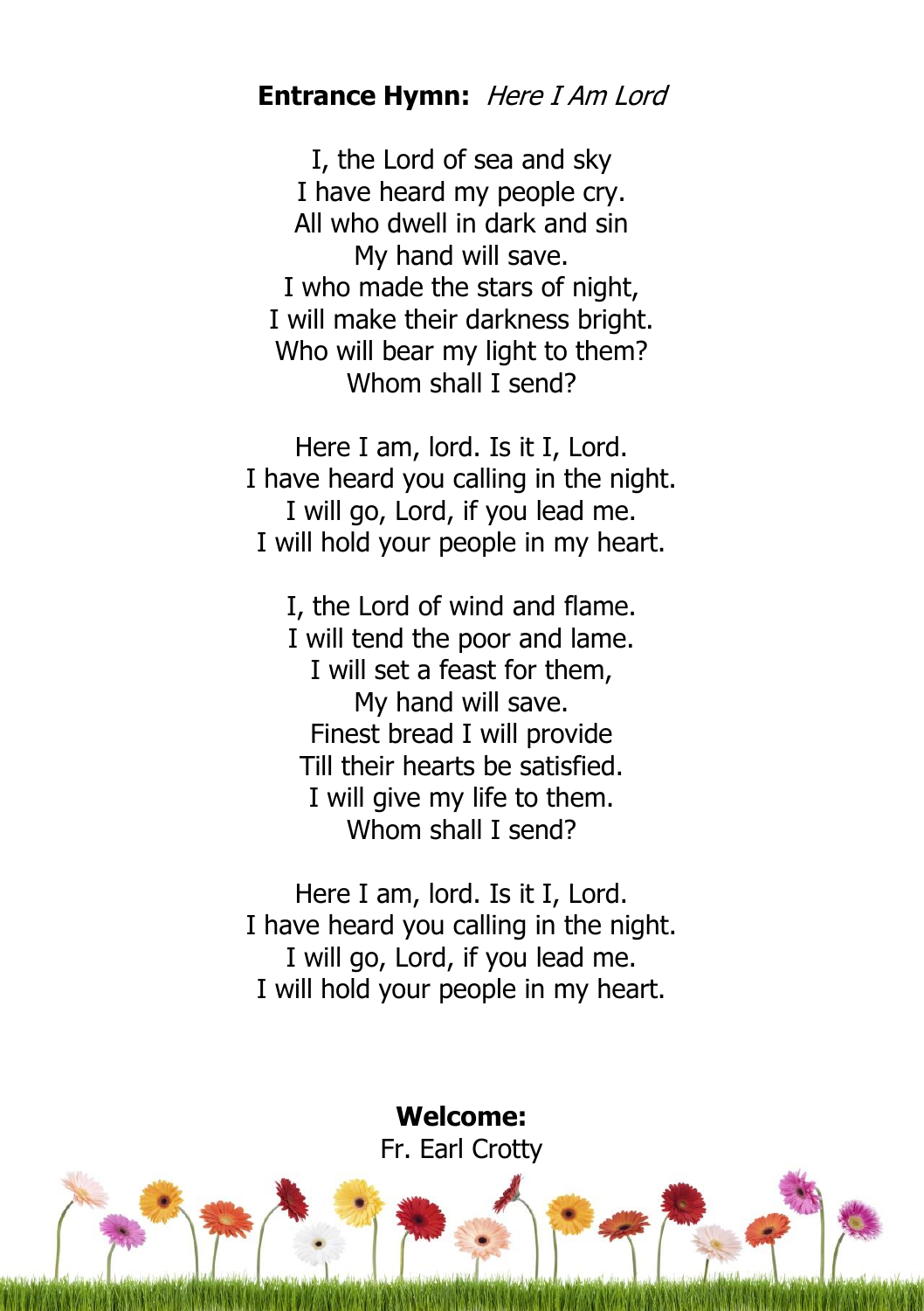**Entrance Hymn:** *Here I Am Lord*

I, the Lord of sea and sky
I have heard my people cry.
All who dwell in dark and sin
My hand will save.
I who made the stars of night,
I will make their darkness bright.
Who will bear my light to them?
Whom shall I send?

Here I am, lord. Is it I, Lord.
I have heard you calling in the night.
I will go, Lord, if you lead me.
I will hold your people in my heart.

I, the Lord of wind and flame.
I will tend the poor and lame.
I will set a feast for them,
My hand will save.
Finest bread I will provide
Till their hearts be satisfied.
I will give my life to them.
Whom shall I send?

Here I am, lord. Is it I, Lord.
I have heard you calling in the night.
I will go, Lord, if you lead me.
I will hold your people in my heart.

**Welcome:**
Fr. Earl Crotty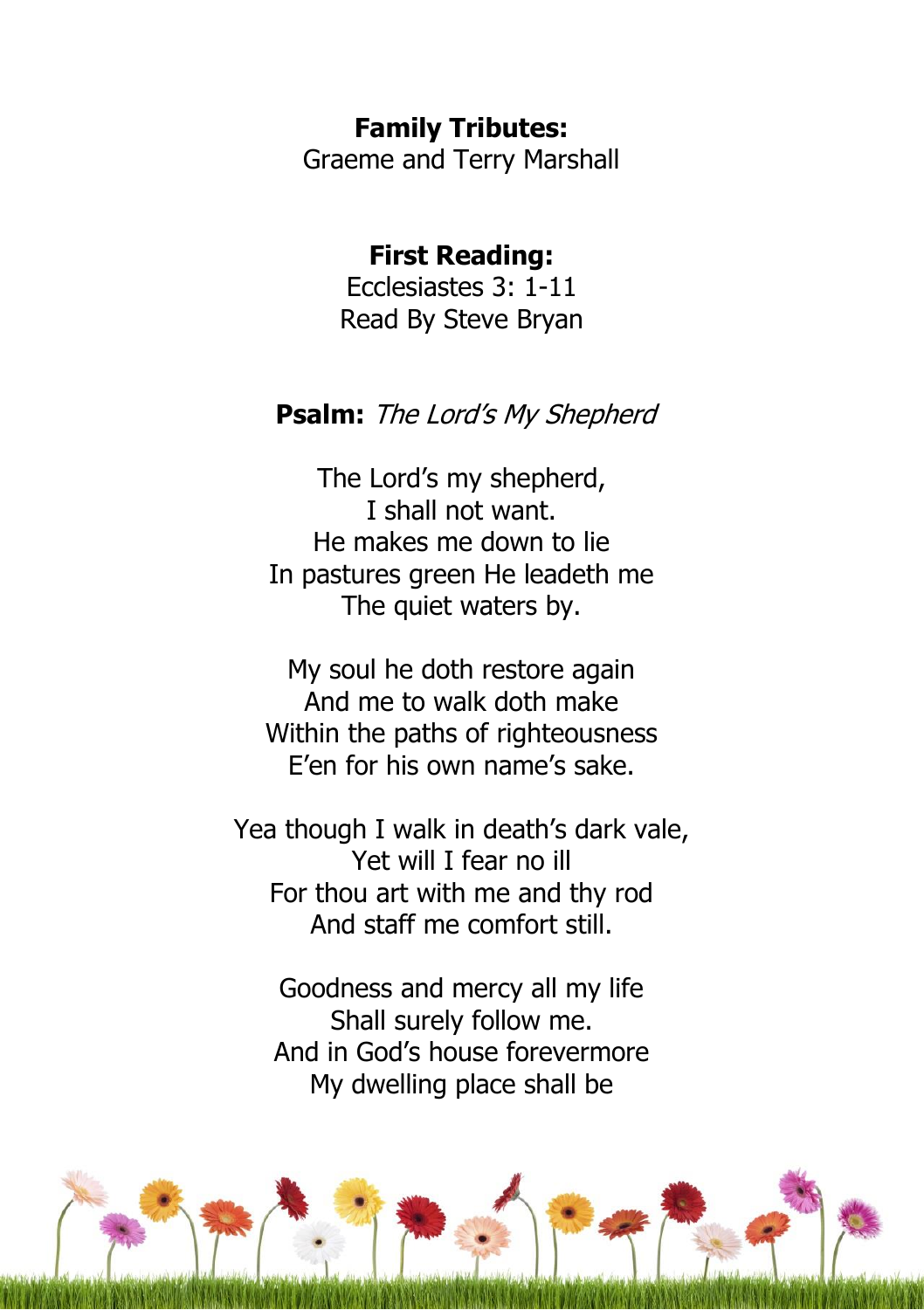**Family Tributes:**
Graeme and Terry Marshall

**First Reading:**
Ecclesiastes 3: 1-11
Read By Steve Bryan

**Psalm:** *The Lord's My Shepherd*

The Lord's my shepherd,
I shall not want.
He makes me down to lie
In pastures green He leadeth me
The quiet waters by.

My soul he doth restore again
And me to walk doth make
Within the paths of righteousness
E'en for his own name's sake.

Yea though I walk in death's dark vale,
Yet will I fear no ill
For thou art with me and thy rod
And staff me comfort still.

Goodness and mercy all my life
Shall surely follow me.
And in God's house forevermore
My dwelling place shall be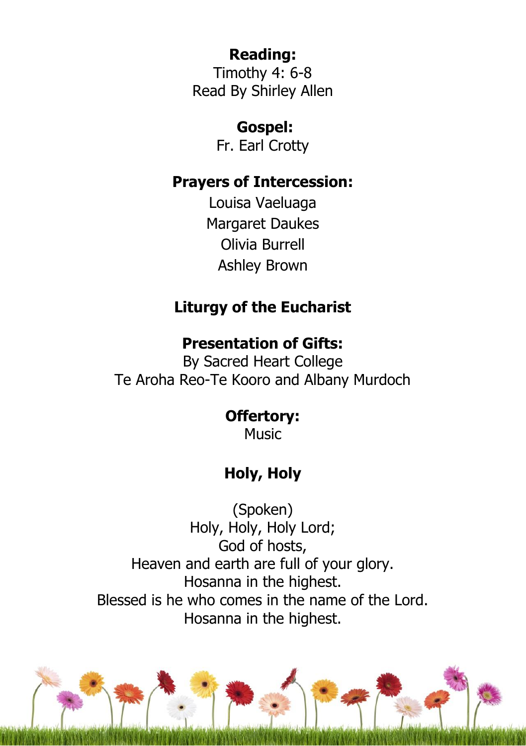**Reading:**

Timothy 4: 6-8

Read By Shirley Allen

**Gospel:**

Fr. Earl Crotty

**Prayers of Intercession:**

Louisa Vaeluaga

Margaret Daukes

Olivia Burrell

Ashley Brown

**Liturgy of the Eucharist**

**Presentation of Gifts:**

By Sacred Heart College

Te Aroha Reo-Te Kooro and Albany Murdoch

**Offertory:**

Music

**Holy, Holy**

(Spoken)

Holy, Holy, Holy Lord;

God of hosts,

Heaven and earth are full of your glory.

Hosanna in the highest.

Blessed is he who comes in the name of the Lord.

Hosanna in the highest.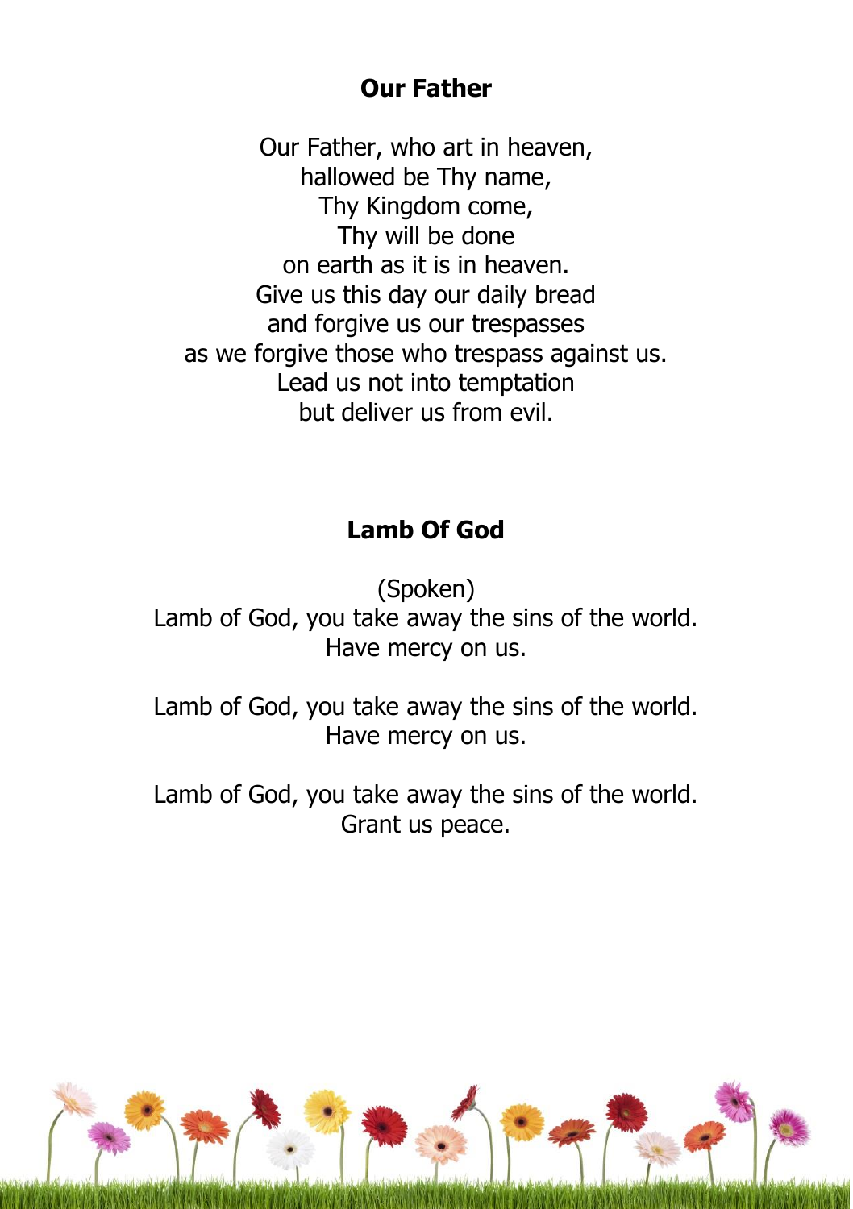## Our Father

Our Father, who art in heaven,
hallowed be Thy name,
Thy Kingdom come,
Thy will be done
on earth as it is in heaven.
Give us this day our daily bread
and forgive us our trespasses
as we forgive those who trespass against us.
Lead us not into temptation
but deliver us from evil.

## Lamb Of God

(Spoken)
Lamb of God, you take away the sins of the world.
Have mercy on us.

Lamb of God, you take away the sins of the world.
Have mercy on us.

Lamb of God, you take away the sins of the world.
Grant us peace.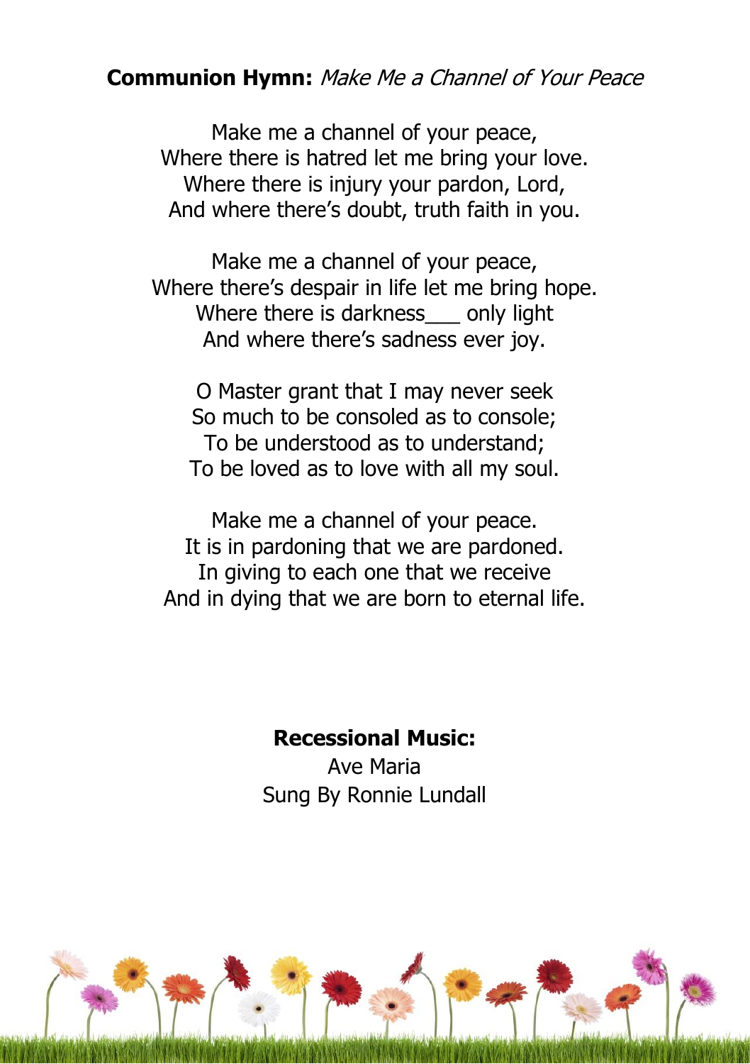**Communion Hymn:** *Make Me a Channel of Your Peace*

Make me a channel of your peace,
Where there is hatred let me bring your love.
Where there is injury your pardon, Lord,
And where there's doubt, truth faith in you.

Make me a channel of your peace,
Where there's despair in life let me bring hope.
Where there is darkness___ only light
And where there's sadness ever joy.

O Master grant that I may never seek
So much to be consoled as to console;
To be understood as to understand;
To be loved as to love with all my soul.

Make me a channel of your peace.
It is in pardoning that we are pardoned.
In giving to each one that we receive
And in dying that we are born to eternal life.

**Recessional Music:**

Ave Maria
Sung By Ronnie Lundall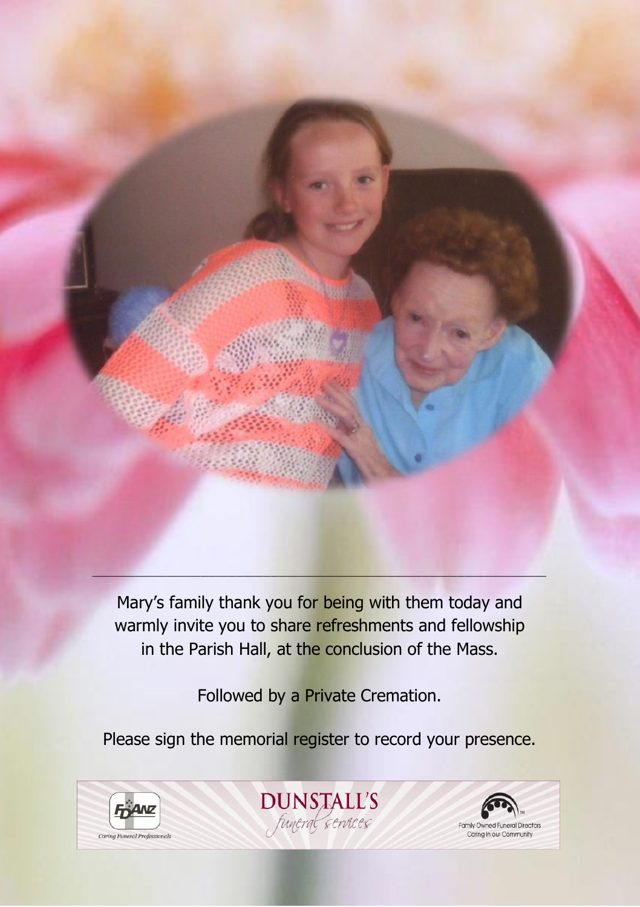Mary's family thank you for being with them today and warmly invite you to share refreshments and fellowship in the Parish Hall, at the conclusion of the Mass.

Followed by a Private Cremation.

Please sign the memorial register to record your presence.

FDANZ
Caring Funeral Professionals

DUNSTALL'S
funeral services

Family Owned Funeral Directors
Caring in our Community